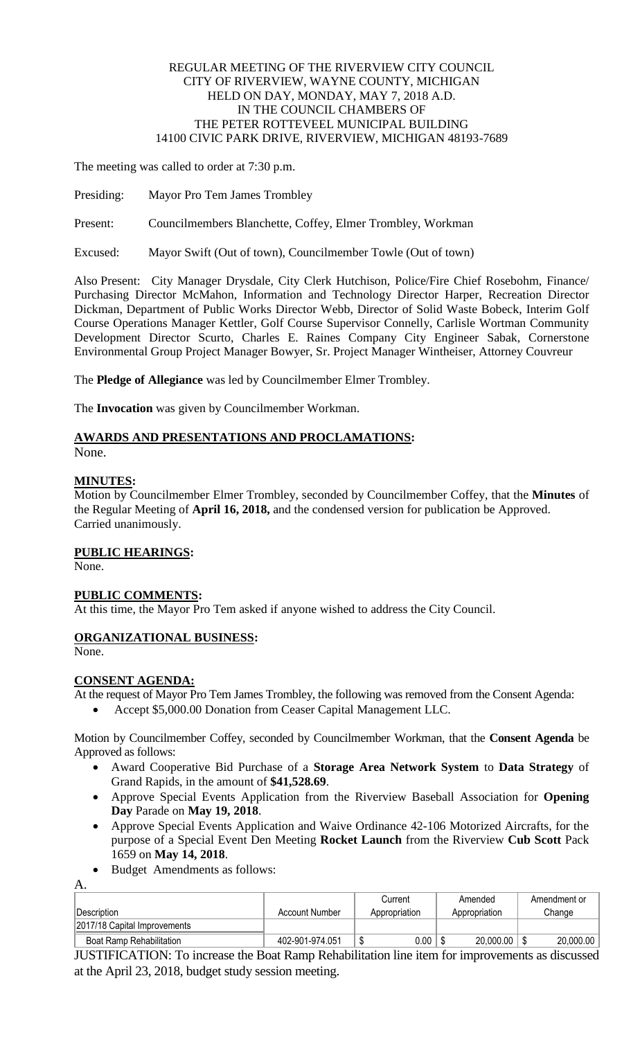REGULAR MEETING OF THE RIVERVIEW CITY COUNCIL
CITY OF RIVERVIEW, WAYNE COUNTY, MICHIGAN
HELD ON DAY, MONDAY, MAY 7, 2018 A.D.
IN THE COUNCIL CHAMBERS OF
THE PETER ROTTEVEEL MUNICIPAL BUILDING
14100 CIVIC PARK DRIVE, RIVERVIEW, MICHIGAN 48193-7689

The meeting was called to order at 7:30 p.m.

Presiding: Mayor Pro Tem James Trombley

Present: Councilmembers Blanchette, Coffey, Elmer Trombley, Workman

Excused: Mayor Swift (Out of town), Councilmember Towle (Out of town)

Also Present: City Manager Drysdale, City Clerk Hutchison, Police/Fire Chief Rosebohm, Finance/ Purchasing Director McMahon, Information and Technology Director Harper, Recreation Director Dickman, Department of Public Works Director Webb, Director of Solid Waste Bobeck, Interim Golf Course Operations Manager Kettler, Golf Course Supervisor Connelly, Carlisle Wortman Community Development Director Scurto, Charles E. Raines Company City Engineer Sabak, Cornerstone Environmental Group Project Manager Bowyer, Sr. Project Manager Wintheiser, Attorney Couvreur

The **Pledge of Allegiance** was led by Councilmember Elmer Trombley.

The **Invocation** was given by Councilmember Workman.

**AWARDS AND PRESENTATIONS AND PROCLAMATIONS:**
None.

**MINUTES:**
Motion by Councilmember Elmer Trombley, seconded by Councilmember Coffey, that the **Minutes** of the Regular Meeting of **April 16, 2018,** and the condensed version for publication be Approved.
Carried unanimously.

**PUBLIC HEARINGS:**
None.

**PUBLIC COMMENTS:**
At this time, the Mayor Pro Tem asked if anyone wished to address the City Council.

**ORGANIZATIONAL BUSINESS:**
None.

**CONSENT AGENDA:**
At the request of Mayor Pro Tem James Trombley, the following was removed from the Consent Agenda:

- Accept $5,000.00 Donation from Ceaser Capital Management LLC.

Motion by Councilmember Coffey, seconded by Councilmember Workman, that the **Consent Agenda** be Approved as follows:

- Award Cooperative Bid Purchase of a **Storage Area Network System** to **Data Strategy** of Grand Rapids, in the amount of **$41,528.69**.
- Approve Special Events Application from the Riverview Baseball Association for **Opening Day** Parade on **May 19, 2018**.
- Approve Special Events Application and Waive Ordinance 42-106 Motorized Aircrafts, for the purpose of a Special Event Den Meeting **Rocket Launch** from the Riverview **Cub Scott** Pack 1659 on **May 14, 2018**.
- Budget Amendments as follows:

A.

| Description | Account Number | Current Appropriation | Amended Appropriation | Amendment or Change |
|---|---|---|---|---|
| 2017/18 Capital Improvements | | | | |
| Boat Ramp Rehabilitation | 402-901-974.051 | $ 0.00 | $ 20,000.00 | $ 20,000.00 |

JUSTIFICATION: To increase the Boat Ramp Rehabilitation line item for improvements as discussed at the April 23, 2018, budget study session meeting.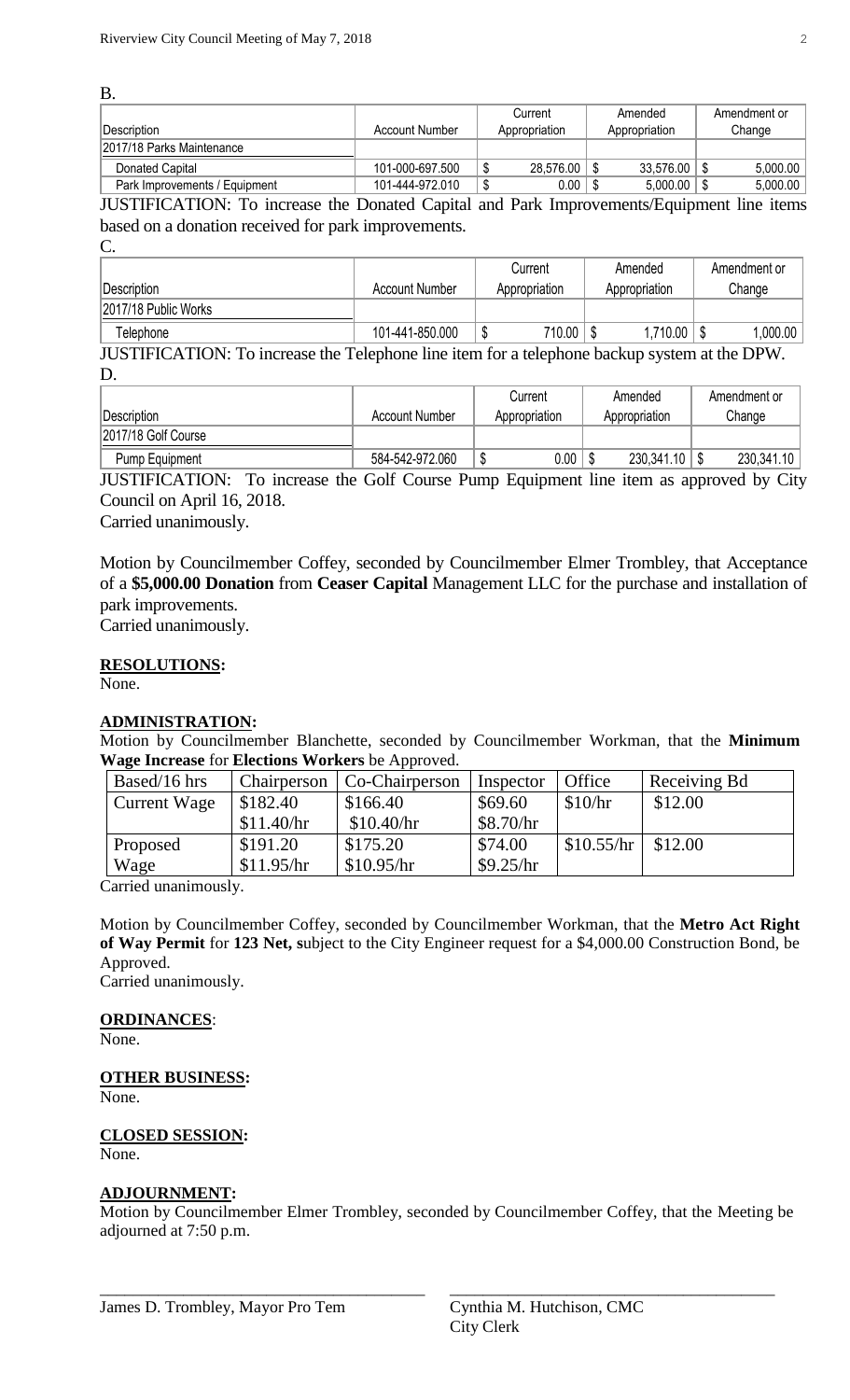B.

| Description | Account Number | Current Appropriation | Amended Appropriation | Amendment or Change |
|---|---|---|---|---|
| 2017/18 Parks Maintenance | | | | |
| Donated Capital | 101-000-697.500 | $ 28,576.00 | $ 33,576.00 | $ 5,000.00 |
| Park Improvements / Equipment | 101-444-972.010 | $ 0.00 | $ 5,000.00 | $ 5,000.00 |

JUSTIFICATION: To increase the Donated Capital and Park Improvements/Equipment line items based on a donation received for park improvements.

C.

| Description | Account Number | Current Appropriation | Amended Appropriation | Amendment or Change |
|---|---|---|---|---|
| 2017/18 Public Works | | | | |
| Telephone | 101-441-850.000 | $ 710.00 | $ 1,710.00 | $ 1,000.00 |

JUSTIFICATION: To increase the Telephone line item for a telephone backup system at the DPW.

D.

| Description | Account Number | Current Appropriation | Amended Appropriation | Amendment or Change |
|---|---|---|---|---|
| 2017/18 Golf Course | | | | |
| Pump Equipment | 584-542-972.060 | $ 0.00 | $ 230,341.10 | $ 230,341.10 |

JUSTIFICATION: To increase the Golf Course Pump Equipment line item as approved by City Council on April 16, 2018.

Carried unanimously.

Motion by Councilmember Coffey, seconded by Councilmember Elmer Trombley, that Acceptance of a **$5,000.00 Donation** from **Ceaser Capital** Management LLC for the purchase and installation of park improvements.

Carried unanimously.

## RESOLUTIONS:

None.

## ADMINISTRATION:

Motion by Councilmember Blanchette, seconded by Councilmember Workman, that the **Minimum Wage Increase** for **Elections Workers** be Approved.

| Based/16 hrs | Chairperson | Co-Chairperson | Inspector | Office | Receiving Bd |
|---|---|---|---|---|---|
| Current Wage | $182.40<br>$11.40/hr | $166.40<br>$10.40/hr | $69.60<br>$8.70/hr | $10/hr | $12.00 |
| Proposed Wage | $191.20<br>$11.95/hr | $175.20<br>$10.95/hr | $74.00<br>$9.25/hr | $10.55/hr | $12.00 |

Carried unanimously.

Motion by Councilmember Coffey, seconded by Councilmember Workman, that the **Metro Act Right of Way Permit** for **123 Net, s**ubject to the City Engineer request for a $4,000.00 Construction Bond, be Approved.

Carried unanimously.

## ORDINANCES:

None.

## OTHER BUSINESS:

None.

## CLOSED SESSION:

None.

## ADJOURNMENT:

Motion by Councilmember Elmer Trombley, seconded by Councilmember Coffey, that the Meeting be adjourned at 7:50 p.m.

\_\_\_\_\_\_\_\_\_\_\_\_\_\_\_\_\_\_\_\_\_\_\_\_\_\_\_\_\_\_\_\_\_\_\_\_\_\_\_\_ \_\_\_\_\_\_\_\_\_\_\_\_\_\_\_\_\_\_\_\_\_\_\_\_\_\_\_\_\_\_\_\_\_\_\_\_\_\_\_\_

James D. Trombley, Mayor Pro Tem    Cynthia M. Hutchison, CMC
City Clerk